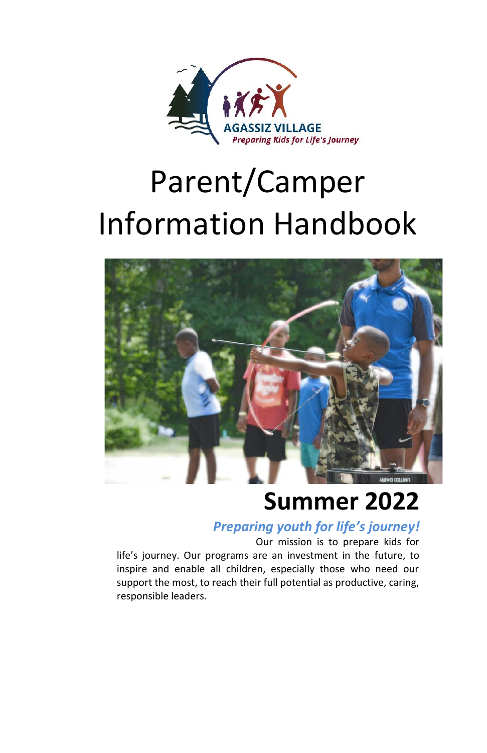AGASSIZ VILLAGE
*Preparing Kids for Life's Journey*

# Parent/Camper Information Handbook

## Summer 2022

***Preparing youth for life's journey!***

Our mission is to prepare kids for life's journey. Our programs are an investment in the future, to inspire and enable all children, especially those who need our support the most, to reach their full potential as productive, caring, responsible leaders.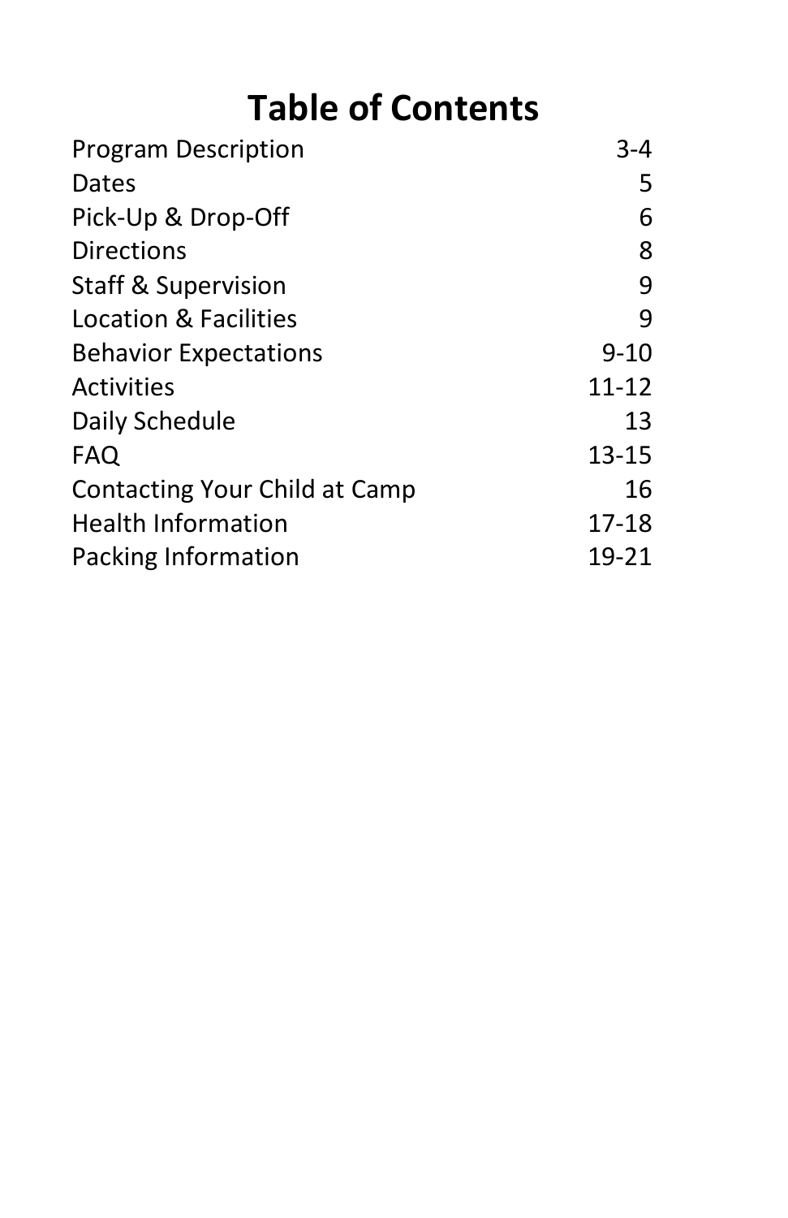# Table of Contents

| | |
|---|---:|
| Program Description | 3-4 |
| Dates | 5 |
| Pick-Up & Drop-Off | 6 |
| Directions | 8 |
| Staff & Supervision | 9 |
| Location & Facilities | 9 |
| Behavior Expectations | 9-10 |
| Activities | 11-12 |
| Daily Schedule | 13 |
| FAQ | 13-15 |
| Contacting Your Child at Camp | 16 |
| Health Information | 17-18 |
| Packing Information | 19-21 |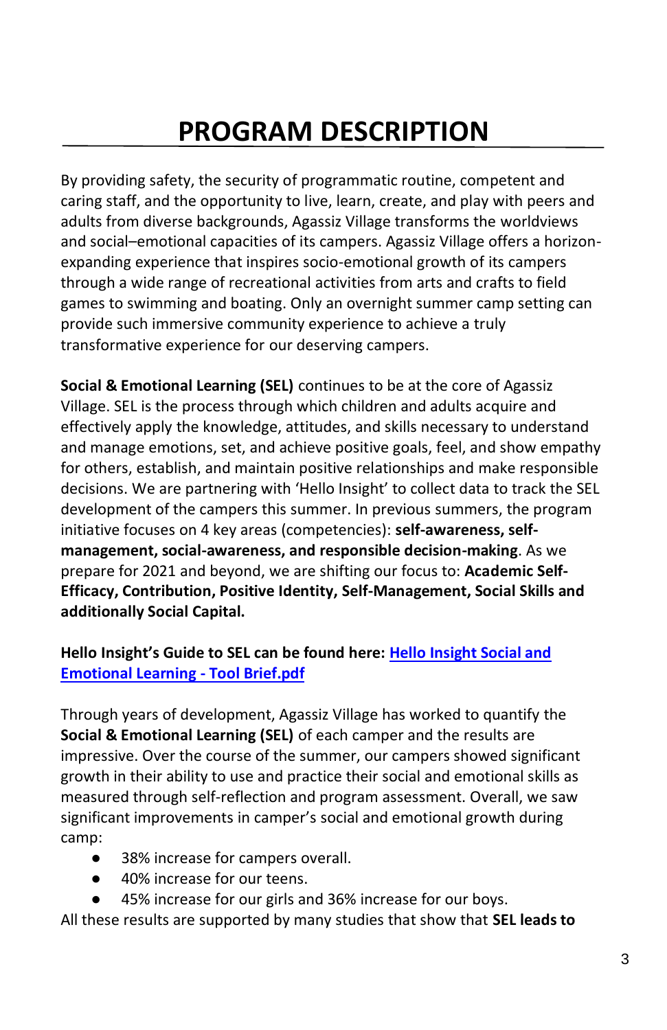# PROGRAM DESCRIPTION

By providing safety, the security of programmatic routine, competent and caring staff, and the opportunity to live, learn, create, and play with peers and adults from diverse backgrounds, Agassiz Village transforms the worldviews and social–emotional capacities of its campers. Agassiz Village offers a horizon-expanding experience that inspires socio-emotional growth of its campers through a wide range of recreational activities from arts and crafts to field games to swimming and boating. Only an overnight summer camp setting can provide such immersive community experience to achieve a truly transformative experience for our deserving campers.

**Social & Emotional Learning (SEL)** continues to be at the core of Agassiz Village. SEL is the process through which children and adults acquire and effectively apply the knowledge, attitudes, and skills necessary to understand and manage emotions, set, and achieve positive goals, feel, and show empathy for others, establish, and maintain positive relationships and make responsible decisions. We are partnering with 'Hello Insight' to collect data to track the SEL development of the campers this summer. In previous summers, the program initiative focuses on 4 key areas (competencies): **self-awareness, self-management, social-awareness, and responsible decision-making**. As we prepare for 2021 and beyond, we are shifting our focus to: **Academic Self-Efficacy, Contribution, Positive Identity, Self-Management, Social Skills and additionally Social Capital.**

**Hello Insight's Guide to SEL can be found here: [Hello Insight Social and Emotional Learning - Tool Brief.pdf]()**

Through years of development, Agassiz Village has worked to quantify the **Social & Emotional Learning (SEL)** of each camper and the results are impressive. Over the course of the summer, our campers showed significant growth in their ability to use and practice their social and emotional skills as measured through self-reflection and program assessment. Overall, we saw significant improvements in camper's social and emotional growth during camp:

- 38% increase for campers overall.
- 40% increase for our teens.
- 45% increase for our girls and 36% increase for our boys.

All these results are supported by many studies that show that **SEL leads to**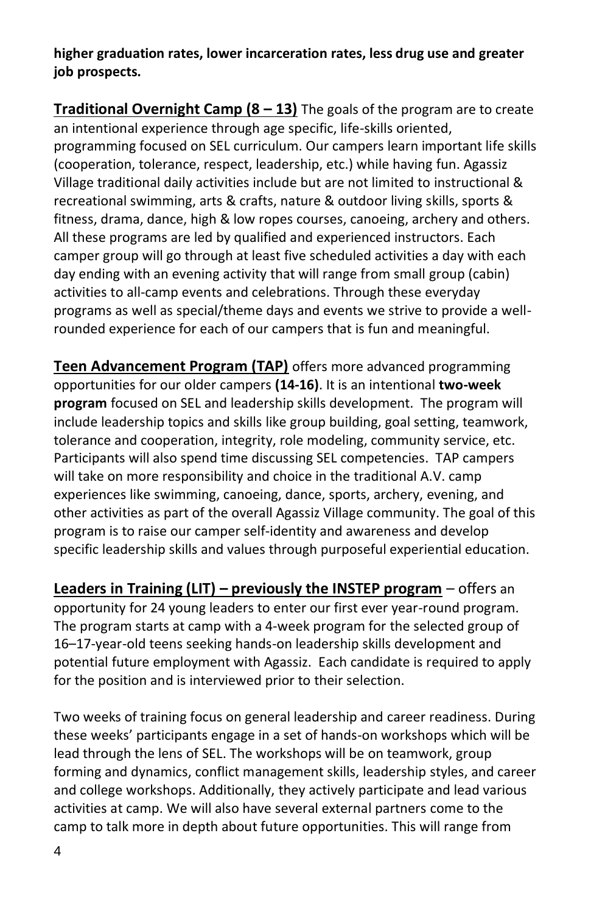**higher graduation rates, lower incarceration rates, less drug use and greater job prospects.**

**Traditional Overnight Camp (8 – 13)** The goals of the program are to create an intentional experience through age specific, life-skills oriented, programming focused on SEL curriculum. Our campers learn important life skills (cooperation, tolerance, respect, leadership, etc.) while having fun. Agassiz Village traditional daily activities include but are not limited to instructional & recreational swimming, arts & crafts, nature & outdoor living skills, sports & fitness, drama, dance, high & low ropes courses, canoeing, archery and others. All these programs are led by qualified and experienced instructors. Each camper group will go through at least five scheduled activities a day with each day ending with an evening activity that will range from small group (cabin) activities to all-camp events and celebrations. Through these everyday programs as well as special/theme days and events we strive to provide a well-rounded experience for each of our campers that is fun and meaningful.

**Teen Advancement Program (TAP)** offers more advanced programming opportunities for our older campers **(14-16)**. It is an intentional **two-week program** focused on SEL and leadership skills development. The program will include leadership topics and skills like group building, goal setting, teamwork, tolerance and cooperation, integrity, role modeling, community service, etc. Participants will also spend time discussing SEL competencies. TAP campers will take on more responsibility and choice in the traditional A.V. camp experiences like swimming, canoeing, dance, sports, archery, evening, and other activities as part of the overall Agassiz Village community. The goal of this program is to raise our camper self-identity and awareness and develop specific leadership skills and values through purposeful experiential education.

**Leaders in Training (LIT) – previously the INSTEP program** – offers an opportunity for 24 young leaders to enter our first ever year-round program. The program starts at camp with a 4-week program for the selected group of 16–17-year-old teens seeking hands-on leadership skills development and potential future employment with Agassiz. Each candidate is required to apply for the position and is interviewed prior to their selection.

Two weeks of training focus on general leadership and career readiness. During these weeks' participants engage in a set of hands-on workshops which will be lead through the lens of SEL. The workshops will be on teamwork, group forming and dynamics, conflict management skills, leadership styles, and career and college workshops. Additionally, they actively participate and lead various activities at camp. We will also have several external partners come to the camp to talk more in depth about future opportunities. This will range from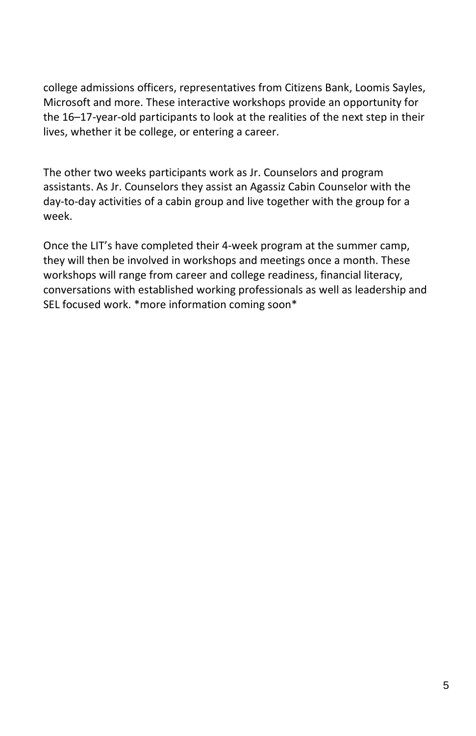college admissions officers, representatives from Citizens Bank, Loomis Sayles, Microsoft and more. These interactive workshops provide an opportunity for the 16–17-year-old participants to look at the realities of the next step in their lives, whether it be college, or entering a career.

The other two weeks participants work as Jr. Counselors and program assistants. As Jr. Counselors they assist an Agassiz Cabin Counselor with the day-to-day activities of a cabin group and live together with the group for a week.

Once the LIT's have completed their 4-week program at the summer camp, they will then be involved in workshops and meetings once a month. These workshops will range from career and college readiness, financial literacy, conversations with established working professionals as well as leadership and SEL focused work. *more information coming soon*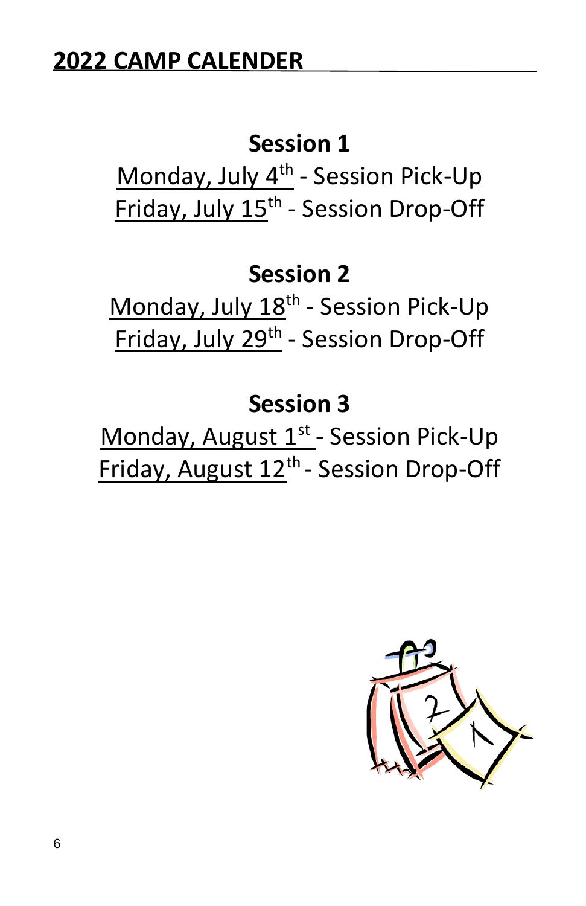## 2022 CAMP CALENDER

**Session 1**

Monday, July 4th - Session Pick-Up

Friday, July 15th - Session Drop-Off

**Session 2**

Monday, July 18th - Session Pick-Up

Friday, July 29th - Session Drop-Off

**Session 3**

Monday, August 1st - Session Pick-Up

Friday, August 12th - Session Drop-Off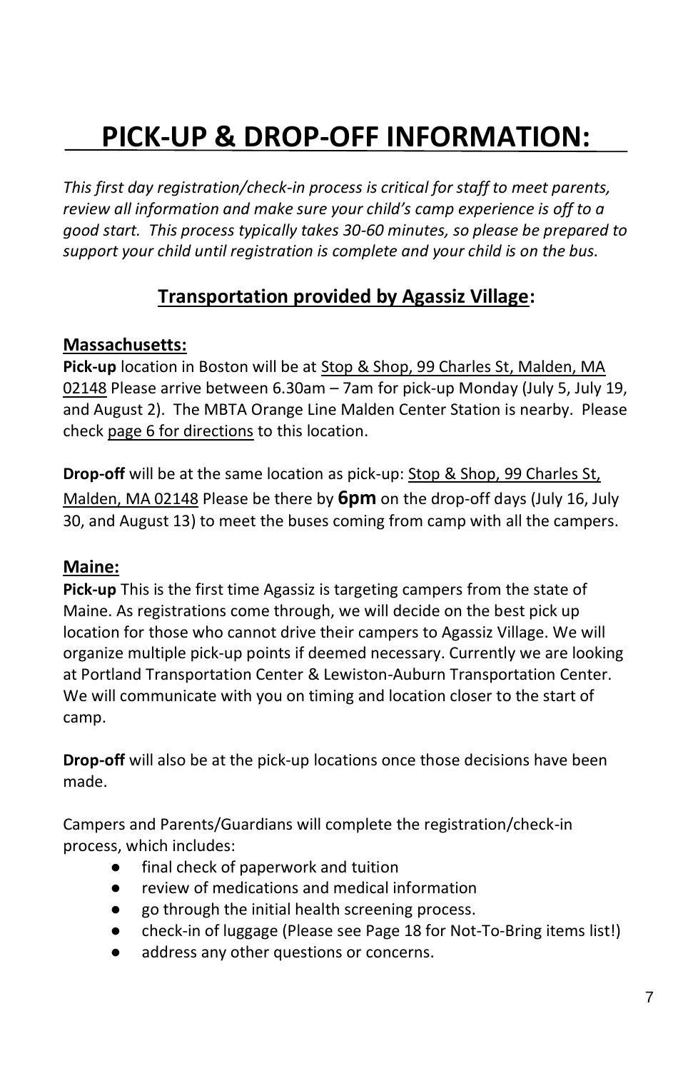# PICK-UP & DROP-OFF INFORMATION:

*This first day registration/check-in process is critical for staff to meet parents, review all information and make sure your child's camp experience is off to a good start. This process typically takes 30-60 minutes, so please be prepared to support your child until registration is complete and your child is on the bus.*

## Transportation provided by Agassiz Village:

### Massachusetts:

**Pick-up** location in Boston will be at Stop & Shop, 99 Charles St, Malden, MA 02148 Please arrive between 6.30am – 7am for pick-up Monday (July 5, July 19, and August 2). The MBTA Orange Line Malden Center Station is nearby. Please check page 6 for directions to this location.

**Drop-off** will be at the same location as pick-up: Stop & Shop, 99 Charles St, Malden, MA 02148 Please be there by **6pm** on the drop-off days (July 16, July 30, and August 13) to meet the buses coming from camp with all the campers.

### Maine:

**Pick-up** This is the first time Agassiz is targeting campers from the state of Maine. As registrations come through, we will decide on the best pick up location for those who cannot drive their campers to Agassiz Village. We will organize multiple pick-up points if deemed necessary. Currently we are looking at Portland Transportation Center & Lewiston-Auburn Transportation Center. We will communicate with you on timing and location closer to the start of camp.

**Drop-off** will also be at the pick-up locations once those decisions have been made.

Campers and Parents/Guardians will complete the registration/check-in process, which includes:

- final check of paperwork and tuition
- review of medications and medical information
- go through the initial health screening process.
- check-in of luggage (Please see Page 18 for Not-To-Bring items list!)
- address any other questions or concerns.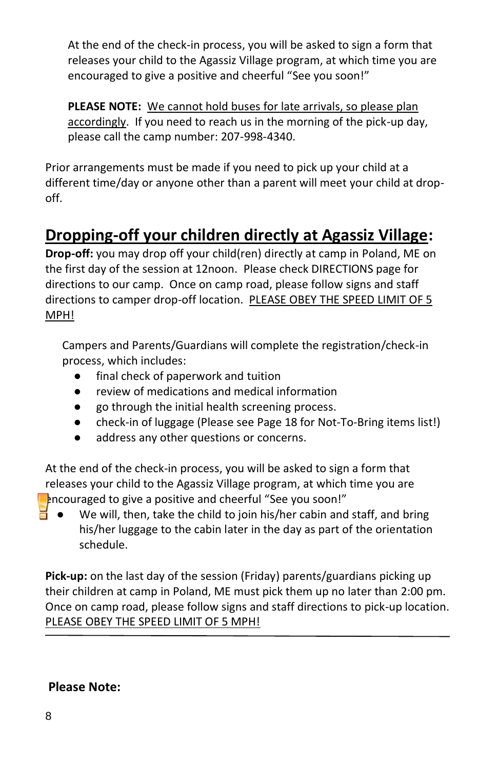At the end of the check-in process, you will be asked to sign a form that releases your child to the Agassiz Village program, at which time you are encouraged to give a positive and cheerful "See you soon!"

**PLEASE NOTE:** <u>We cannot hold buses for late arrivals, so please plan accordingly</u>. If you need to reach us in the morning of the pick-up day, please call the camp number: 207-998-4340.

Prior arrangements must be made if you need to pick up your child at a different time/day or anyone other than a parent will meet your child at drop-off.

## <u>Dropping-off your children directly at Agassiz Village</u>:

**Drop-off:** you may drop off your child(ren) directly at camp in Poland, ME on the first day of the session at 12noon. Please check DIRECTIONS page for directions to our camp. Once on camp road, please follow signs and staff directions to camper drop-off location. <u>PLEASE OBEY THE SPEED LIMIT OF 5 MPH!</u>

Campers and Parents/Guardians will complete the registration/check-in process, which includes:

- final check of paperwork and tuition
- review of medications and medical information
- go through the initial health screening process.
- check-in of luggage (Please see Page 18 for Not-To-Bring items list!)
- address any other questions or concerns.

At the end of the check-in process, you will be asked to sign a form that releases your child to the Agassiz Village program, at which time you are encouraged to give a positive and cheerful "See you soon!"

- We will, then, take the child to join his/her cabin and staff, and bring his/her luggage to the cabin later in the day as part of the orientation schedule.

**Pick-up:** on the last day of the session (Friday) parents/guardians picking up their children at camp in Poland, ME must pick them up no later than 2:00 pm. Once on camp road, please follow signs and staff directions to pick-up location. <u>PLEASE OBEY THE SPEED LIMIT OF 5 MPH!</u>

---

**Please Note:**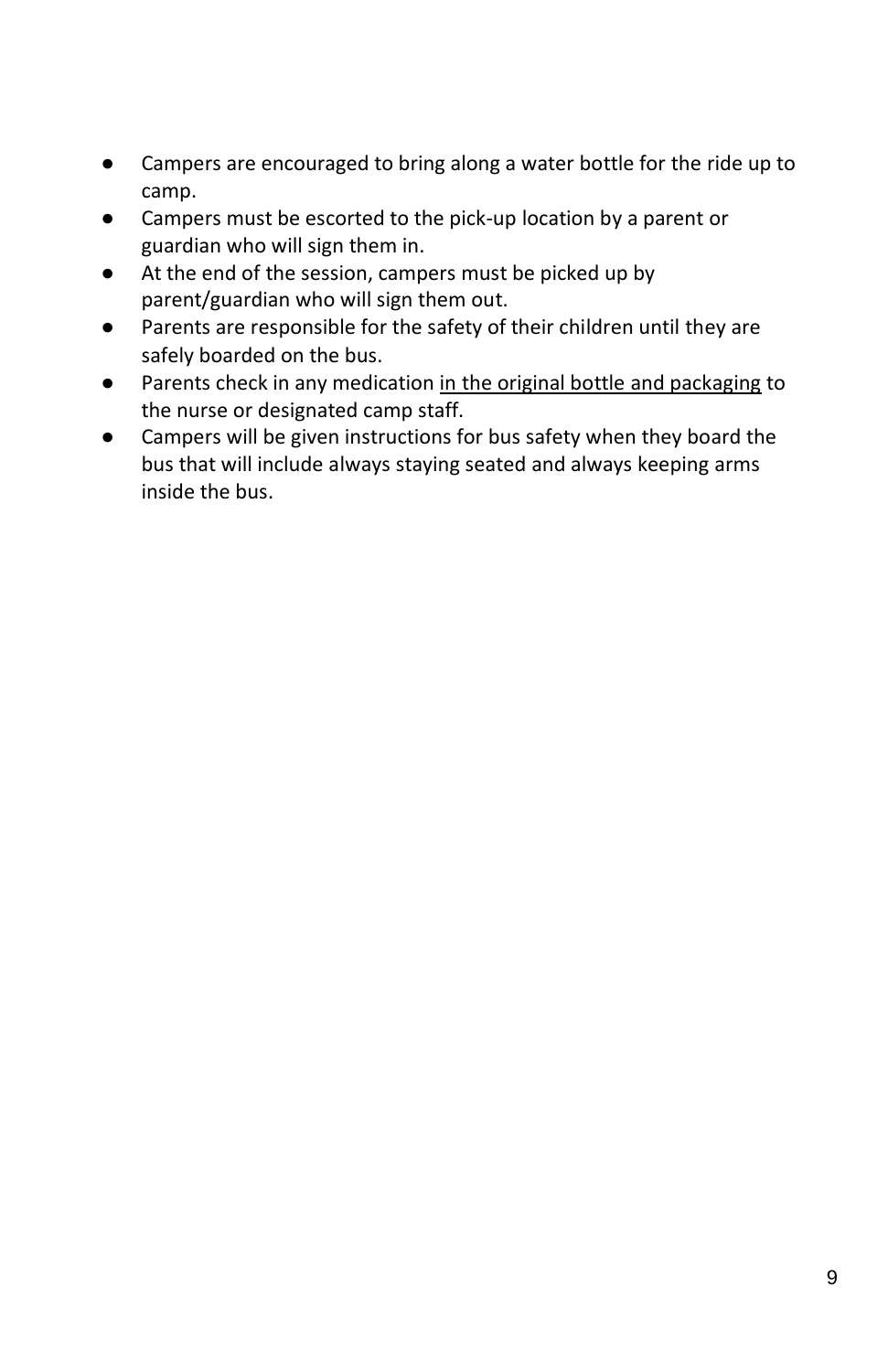- Campers are encouraged to bring along a water bottle for the ride up to camp.
- Campers must be escorted to the pick-up location by a parent or guardian who will sign them in.
- At the end of the session, campers must be picked up by parent/guardian who will sign them out.
- Parents are responsible for the safety of their children until they are safely boarded on the bus.
- Parents check in any medication <u>in the original bottle and packaging</u> to the nurse or designated camp staff.
- Campers will be given instructions for bus safety when they board the bus that will include always staying seated and always keeping arms inside the bus.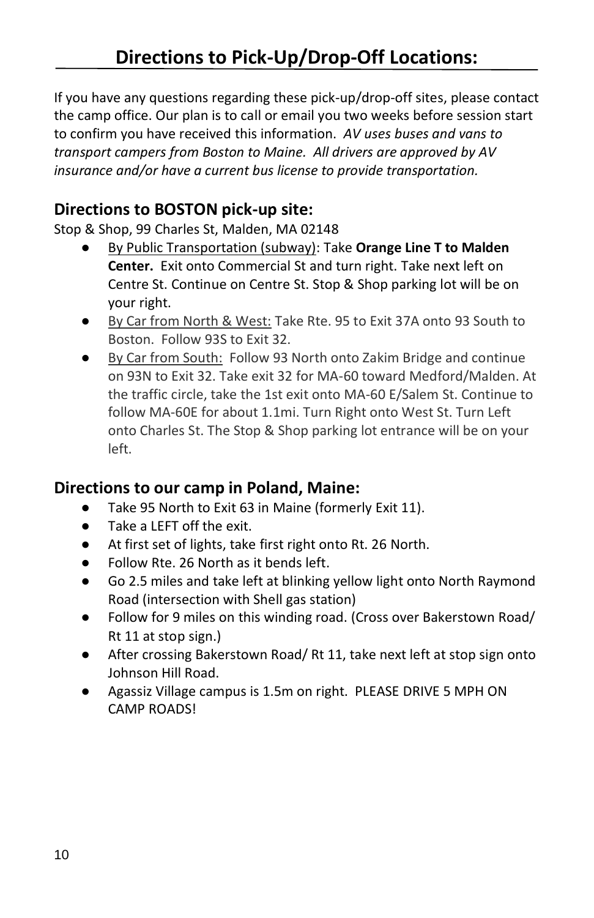# Directions to Pick-Up/Drop-Off Locations:

If you have any questions regarding these pick-up/drop-off sites, please contact the camp office. Our plan is to call or email you two weeks before session start to confirm you have received this information. *AV uses buses and vans to transport campers from Boston to Maine. All drivers are approved by AV insurance and/or have a current bus license to provide transportation.*

## Directions to BOSTON pick-up site:

Stop & Shop, 99 Charles St, Malden, MA 02148

- By Public Transportation (subway): Take **Orange Line T to Malden Center.** Exit onto Commercial St and turn right. Take next left on Centre St. Continue on Centre St. Stop & Shop parking lot will be on your right.
- By Car from North & West: Take Rte. 95 to Exit 37A onto 93 South to Boston. Follow 93S to Exit 32.
- By Car from South: Follow 93 North onto Zakim Bridge and continue on 93N to Exit 32. Take exit 32 for MA-60 toward Medford/Malden. At the traffic circle, take the 1st exit onto MA-60 E/Salem St. Continue to follow MA-60E for about 1.1mi. Turn Right onto West St. Turn Left onto Charles St. The Stop & Shop parking lot entrance will be on your left.

## Directions to our camp in Poland, Maine:

- Take 95 North to Exit 63 in Maine (formerly Exit 11).
- Take a LEFT off the exit.
- At first set of lights, take first right onto Rt. 26 North.
- Follow Rte. 26 North as it bends left.
- Go 2.5 miles and take left at blinking yellow light onto North Raymond Road (intersection with Shell gas station)
- Follow for 9 miles on this winding road. (Cross over Bakerstown Road/ Rt 11 at stop sign.)
- After crossing Bakerstown Road/ Rt 11, take next left at stop sign onto Johnson Hill Road.
- Agassiz Village campus is 1.5m on right. PLEASE DRIVE 5 MPH ON CAMP ROADS!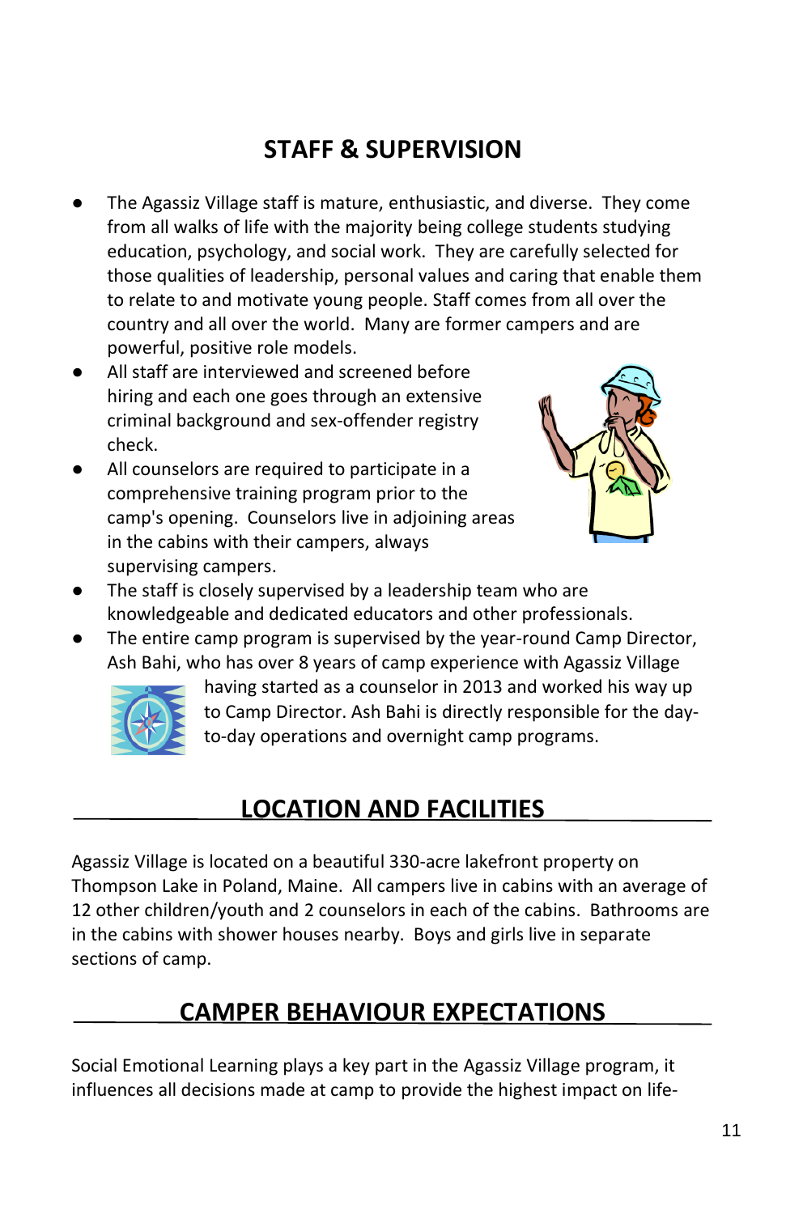## STAFF & SUPERVISION

- The Agassiz Village staff is mature, enthusiastic, and diverse. They come from all walks of life with the majority being college students studying education, psychology, and social work. They are carefully selected for those qualities of leadership, personal values and caring that enable them to relate to and motivate young people. Staff comes from all over the country and all over the world. Many are former campers and are powerful, positive role models.
- All staff are interviewed and screened before hiring and each one goes through an extensive criminal background and sex-offender registry check.
- All counselors are required to participate in a comprehensive training program prior to the camp's opening. Counselors live in adjoining areas in the cabins with their campers, always supervising campers.
- The staff is closely supervised by a leadership team who are knowledgeable and dedicated educators and other professionals.
- The entire camp program is supervised by the year-round Camp Director, Ash Bahi, who has over 8 years of camp experience with Agassiz Village having started as a counselor in 2013 and worked his way up to Camp Director. Ash Bahi is directly responsible for the day-to-day operations and overnight camp programs.

## LOCATION AND FACILITIES

Agassiz Village is located on a beautiful 330-acre lakefront property on Thompson Lake in Poland, Maine. All campers live in cabins with an average of 12 other children/youth and 2 counselors in each of the cabins. Bathrooms are in the cabins with shower houses nearby. Boys and girls live in separate sections of camp.

## CAMPER BEHAVIOUR EXPECTATIONS

Social Emotional Learning plays a key part in the Agassiz Village program, it influences all decisions made at camp to provide the highest impact on life-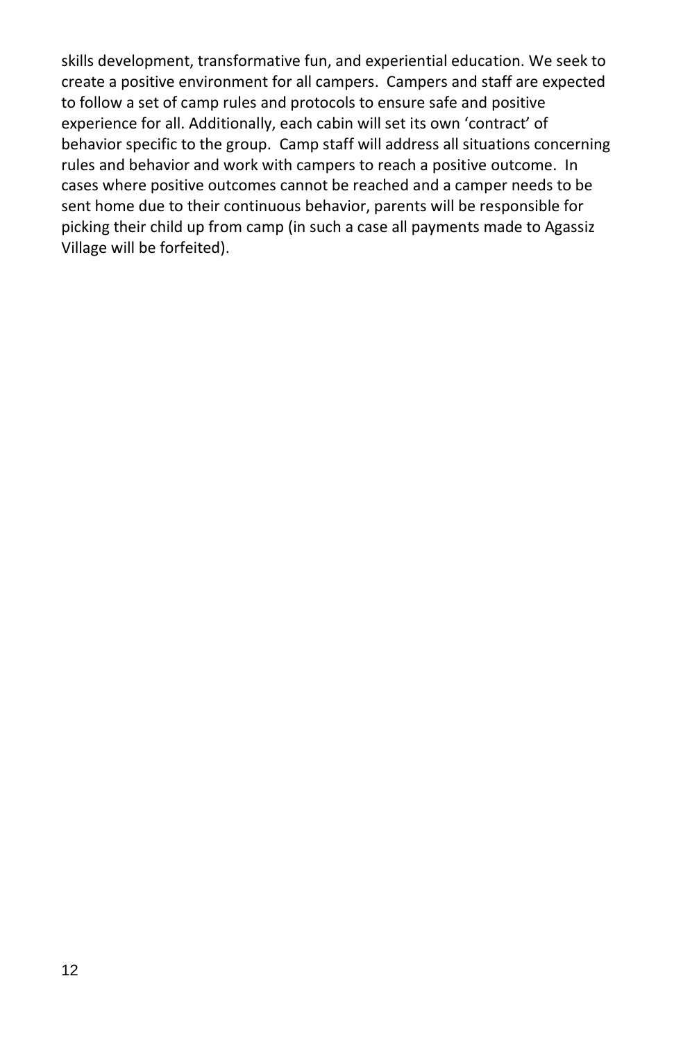skills development, transformative fun, and experiential education. We seek to create a positive environment for all campers. Campers and staff are expected to follow a set of camp rules and protocols to ensure safe and positive experience for all. Additionally, each cabin will set its own 'contract' of behavior specific to the group. Camp staff will address all situations concerning rules and behavior and work with campers to reach a positive outcome. In cases where positive outcomes cannot be reached and a camper needs to be sent home due to their continuous behavior, parents will be responsible for picking their child up from camp (in such a case all payments made to Agassiz Village will be forfeited).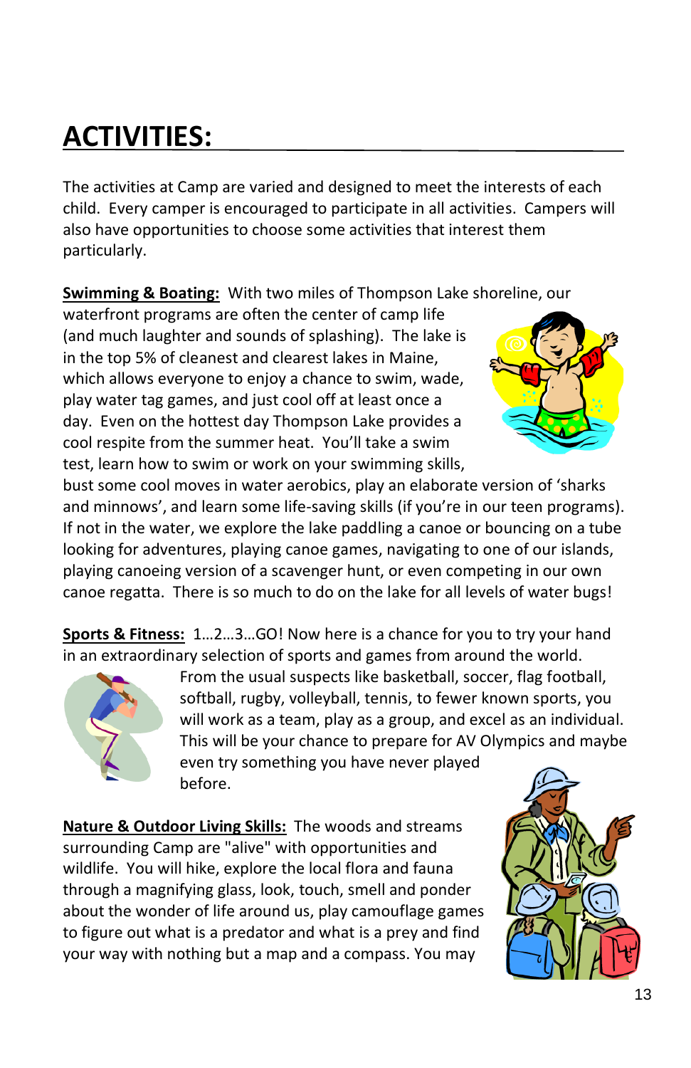# ACTIVITIES:

The activities at Camp are varied and designed to meet the interests of each child. Every camper is encouraged to participate in all activities. Campers will also have opportunities to choose some activities that interest them particularly.

**Swimming & Boating:** With two miles of Thompson Lake shoreline, our waterfront programs are often the center of camp life (and much laughter and sounds of splashing). The lake is in the top 5% of cleanest and clearest lakes in Maine, which allows everyone to enjoy a chance to swim, wade, play water tag games, and just cool off at least once a day. Even on the hottest day Thompson Lake provides a cool respite from the summer heat. You'll take a swim test, learn how to swim or work on your swimming skills, bust some cool moves in water aerobics, play an elaborate version of 'sharks and minnows', and learn some life-saving skills (if you're in our teen programs). If not in the water, we explore the lake paddling a canoe or bouncing on a tube looking for adventures, playing canoe games, navigating to one of our islands, playing canoeing version of a scavenger hunt, or even competing in our own canoe regatta. There is so much to do on the lake for all levels of water bugs!

**Sports & Fitness:** 1…2…3…GO! Now here is a chance for you to try your hand in an extraordinary selection of sports and games from around the world. From the usual suspects like basketball, soccer, flag football, softball, rugby, volleyball, tennis, to fewer known sports, you will work as a team, play as a group, and excel as an individual. This will be your chance to prepare for AV Olympics and maybe even try something you have never played before.

**Nature & Outdoor Living Skills:** The woods and streams surrounding Camp are "alive" with opportunities and wildlife. You will hike, explore the local flora and fauna through a magnifying glass, look, touch, smell and ponder about the wonder of life around us, play camouflage games to figure out what is a predator and what is a prey and find your way with nothing but a map and a compass. You may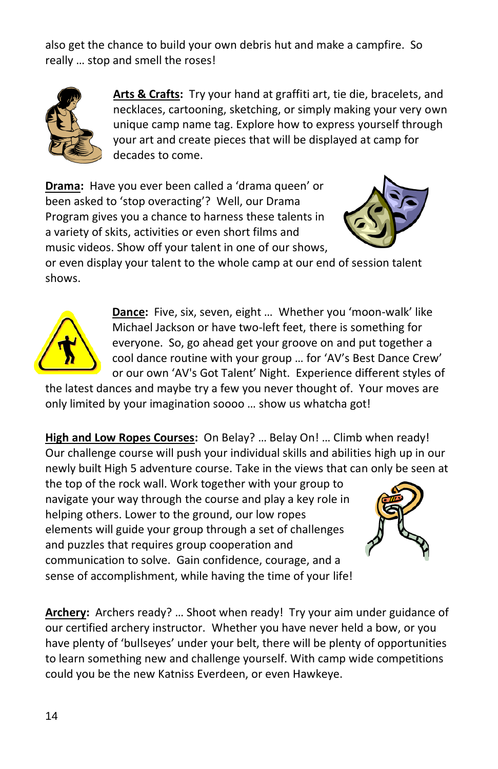also get the chance to build your own debris hut and make a campfire. So really … stop and smell the roses!

**Arts & Crafts:** Try your hand at graffiti art, tie die, bracelets, and necklaces, cartooning, sketching, or simply making your very own unique camp name tag. Explore how to express yourself through your art and create pieces that will be displayed at camp for decades to come.

**Drama:** Have you ever been called a 'drama queen' or been asked to 'stop overacting'? Well, our Drama Program gives you a chance to harness these talents in a variety of skits, activities or even short films and music videos. Show off your talent in one of our shows, or even display your talent to the whole camp at our end of session talent shows.

**Dance:** Five, six, seven, eight … Whether you 'moon-walk' like Michael Jackson or have two-left feet, there is something for everyone. So, go ahead get your groove on and put together a cool dance routine with your group … for 'AV's Best Dance Crew' or our own 'AV's Got Talent' Night. Experience different styles of the latest dances and maybe try a few you never thought of. Your moves are only limited by your imagination soooo … show us whatcha got!

**High and Low Ropes Courses:** On Belay? … Belay On! … Climb when ready! Our challenge course will push your individual skills and abilities high up in our newly built High 5 adventure course. Take in the views that can only be seen at the top of the rock wall. Work together with your group to navigate your way through the course and play a key role in helping others. Lower to the ground, our low ropes elements will guide your group through a set of challenges and puzzles that requires group cooperation and communication to solve. Gain confidence, courage, and a sense of accomplishment, while having the time of your life!

**Archery:** Archers ready? … Shoot when ready! Try your aim under guidance of our certified archery instructor. Whether you have never held a bow, or you have plenty of 'bullseyes' under your belt, there will be plenty of opportunities to learn something new and challenge yourself. With camp wide competitions could you be the new Katniss Everdeen, or even Hawkeye.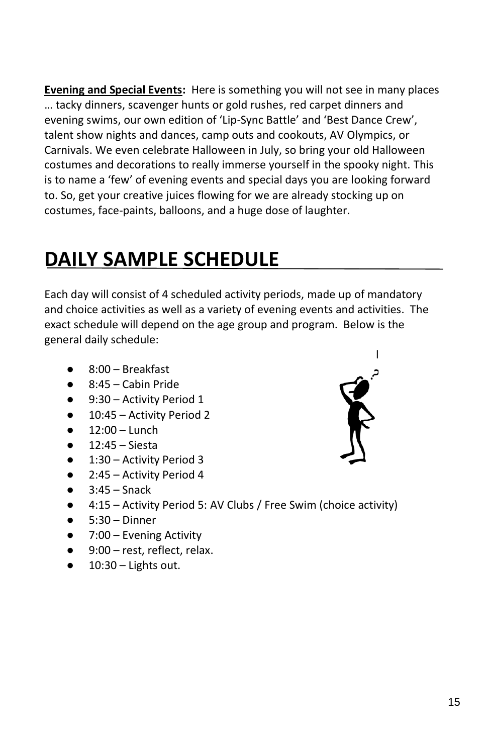**Evening and Special Events:** Here is something you will not see in many places … tacky dinners, scavenger hunts or gold rushes, red carpet dinners and evening swims, our own edition of 'Lip-Sync Battle' and 'Best Dance Crew', talent show nights and dances, camp outs and cookouts, AV Olympics, or Carnivals. We even celebrate Halloween in July, so bring your old Halloween costumes and decorations to really immerse yourself in the spooky night. This is to name a 'few' of evening events and special days you are looking forward to. So, get your creative juices flowing for we are already stocking up on costumes, face-paints, balloons, and a huge dose of laughter.

# DAILY SAMPLE SCHEDULE

Each day will consist of 4 scheduled activity periods, made up of mandatory and choice activities as well as a variety of evening events and activities. The exact schedule will depend on the age group and program. Below is the general daily schedule:

- 8:00 – Breakfast
- 8:45 – Cabin Pride
- 9:30 – Activity Period 1
- 10:45 – Activity Period 2
- 12:00 – Lunch
- 12:45 – Siesta
- 1:30 – Activity Period 3
- 2:45 – Activity Period 4
- 3:45 – Snack
- 4:15 – Activity Period 5: AV Clubs / Free Swim (choice activity)
- 5:30 – Dinner
- 7:00 – Evening Activity
- 9:00 – rest, reflect, relax.
- 10:30 – Lights out.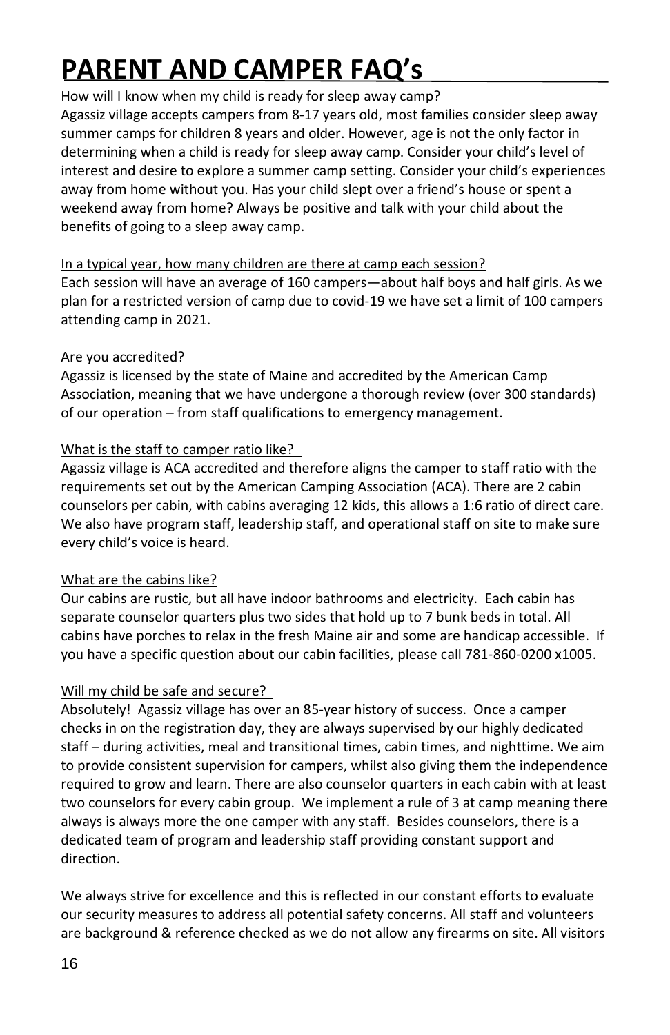# PARENT AND CAMPER FAQ's

How will I know when my child is ready for sleep away camp?

Agassiz village accepts campers from 8-17 years old, most families consider sleep away summer camps for children 8 years and older. However, age is not the only factor in determining when a child is ready for sleep away camp. Consider your child's level of interest and desire to explore a summer camp setting. Consider your child's experiences away from home without you. Has your child slept over a friend's house or spent a weekend away from home? Always be positive and talk with your child about the benefits of going to a sleep away camp.

In a typical year, how many children are there at camp each session?

Each session will have an average of 160 campers—about half boys and half girls. As we plan for a restricted version of camp due to covid-19 we have set a limit of 100 campers attending camp in 2021.

Are you accredited?

Agassiz is licensed by the state of Maine and accredited by the American Camp Association, meaning that we have undergone a thorough review (over 300 standards) of our operation – from staff qualifications to emergency management.

What is the staff to camper ratio like?

Agassiz village is ACA accredited and therefore aligns the camper to staff ratio with the requirements set out by the American Camping Association (ACA). There are 2 cabin counselors per cabin, with cabins averaging 12 kids, this allows a 1:6 ratio of direct care. We also have program staff, leadership staff, and operational staff on site to make sure every child's voice is heard.

What are the cabins like?

Our cabins are rustic, but all have indoor bathrooms and electricity. Each cabin has separate counselor quarters plus two sides that hold up to 7 bunk beds in total. All cabins have porches to relax in the fresh Maine air and some are handicap accessible. If you have a specific question about our cabin facilities, please call 781-860-0200 x1005.

Will my child be safe and secure?

Absolutely! Agassiz village has over an 85-year history of success. Once a camper checks in on the registration day, they are always supervised by our highly dedicated staff – during activities, meal and transitional times, cabin times, and nighttime. We aim to provide consistent supervision for campers, whilst also giving them the independence required to grow and learn. There are also counselor quarters in each cabin with at least two counselors for every cabin group. We implement a rule of 3 at camp meaning there always is always more the one camper with any staff. Besides counselors, there is a dedicated team of program and leadership staff providing constant support and direction.

We always strive for excellence and this is reflected in our constant efforts to evaluate our security measures to address all potential safety concerns. All staff and volunteers are background & reference checked as we do not allow any firearms on site. All visitors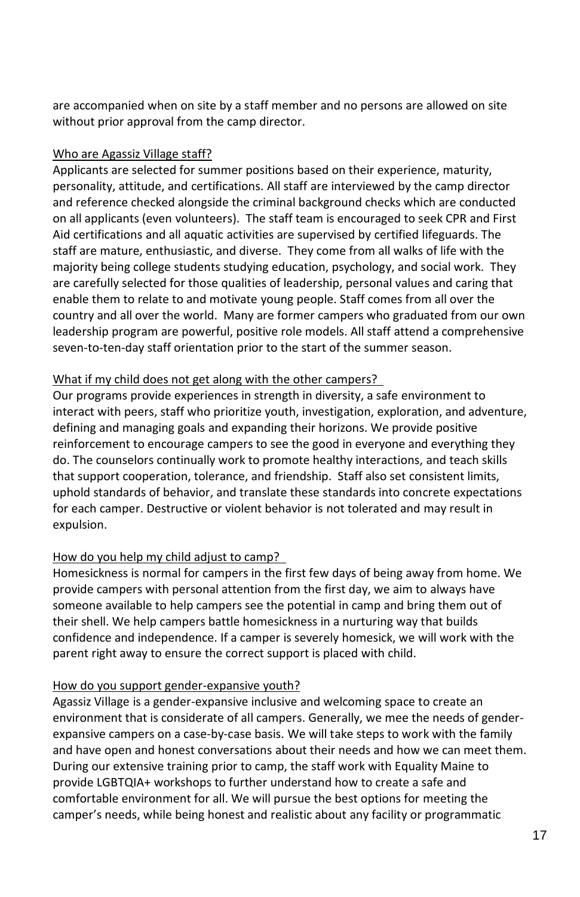are accompanied when on site by a staff member and no persons are allowed on site without prior approval from the camp director.

Who are Agassiz Village staff?

Applicants are selected for summer positions based on their experience, maturity, personality, attitude, and certifications. All staff are interviewed by the camp director and reference checked alongside the criminal background checks which are conducted on all applicants (even volunteers). The staff team is encouraged to seek CPR and First Aid certifications and all aquatic activities are supervised by certified lifeguards. The staff are mature, enthusiastic, and diverse. They come from all walks of life with the majority being college students studying education, psychology, and social work. They are carefully selected for those qualities of leadership, personal values and caring that enable them to relate to and motivate young people. Staff comes from all over the country and all over the world. Many are former campers who graduated from our own leadership program are powerful, positive role models. All staff attend a comprehensive seven-to-ten-day staff orientation prior to the start of the summer season.

What if my child does not get along with the other campers?

Our programs provide experiences in strength in diversity, a safe environment to interact with peers, staff who prioritize youth, investigation, exploration, and adventure, defining and managing goals and expanding their horizons. We provide positive reinforcement to encourage campers to see the good in everyone and everything they do. The counselors continually work to promote healthy interactions, and teach skills that support cooperation, tolerance, and friendship. Staff also set consistent limits, uphold standards of behavior, and translate these standards into concrete expectations for each camper. Destructive or violent behavior is not tolerated and may result in expulsion.

How do you help my child adjust to camp?

Homesickness is normal for campers in the first few days of being away from home. We provide campers with personal attention from the first day, we aim to always have someone available to help campers see the potential in camp and bring them out of their shell. We help campers battle homesickness in a nurturing way that builds confidence and independence. If a camper is severely homesick, we will work with the parent right away to ensure the correct support is placed with child.

How do you support gender-expansive youth?

Agassiz Village is a gender-expansive inclusive and welcoming space to create an environment that is considerate of all campers. Generally, we mee the needs of gender-expansive campers on a case-by-case basis. We will take steps to work with the family and have open and honest conversations about their needs and how we can meet them. During our extensive training prior to camp, the staff work with Equality Maine to provide LGBTQIA+ workshops to further understand how to create a safe and comfortable environment for all. We will pursue the best options for meeting the camper's needs, while being honest and realistic about any facility or programmatic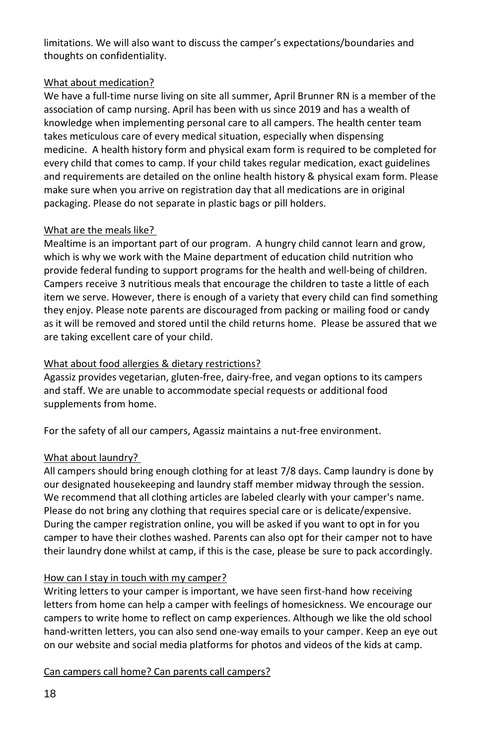limitations. We will also want to discuss the camper's expectations/boundaries and thoughts on confidentiality.

<u>What about medication?</u>

We have a full-time nurse living on site all summer, April Brunner RN is a member of the association of camp nursing. April has been with us since 2019 and has a wealth of knowledge when implementing personal care to all campers. The health center team takes meticulous care of every medical situation, especially when dispensing medicine. A health history form and physical exam form is required to be completed for every child that comes to camp. If your child takes regular medication, exact guidelines and requirements are detailed on the online health history & physical exam form. Please make sure when you arrive on registration day that all medications are in original packaging. Please do not separate in plastic bags or pill holders.

<u>What are the meals like?</u>

Mealtime is an important part of our program. A hungry child cannot learn and grow, which is why we work with the Maine department of education child nutrition who provide federal funding to support programs for the health and well-being of children. Campers receive 3 nutritious meals that encourage the children to taste a little of each item we serve. However, there is enough of a variety that every child can find something they enjoy. Please note parents are discouraged from packing or mailing food or candy as it will be removed and stored until the child returns home. Please be assured that we are taking excellent care of your child.

<u>What about food allergies & dietary restrictions?</u>

Agassiz provides vegetarian, gluten-free, dairy-free, and vegan options to its campers and staff. We are unable to accommodate special requests or additional food supplements from home.

For the safety of all our campers, Agassiz maintains a nut-free environment.

<u>What about laundry?</u>

All campers should bring enough clothing for at least 7/8 days. Camp laundry is done by our designated housekeeping and laundry staff member midway through the session. We recommend that all clothing articles are labeled clearly with your camper's name. Please do not bring any clothing that requires special care or is delicate/expensive. During the camper registration online, you will be asked if you want to opt in for you camper to have their clothes washed. Parents can also opt for their camper not to have their laundry done whilst at camp, if this is the case, please be sure to pack accordingly.

<u>How can I stay in touch with my camper?</u>

Writing letters to your camper is important, we have seen first-hand how receiving letters from home can help a camper with feelings of homesickness. We encourage our campers to write home to reflect on camp experiences. Although we like the old school hand-written letters, you can also send one-way emails to your camper. Keep an eye out on our website and social media platforms for photos and videos of the kids at camp.

<u>Can campers call home? Can parents call campers?</u>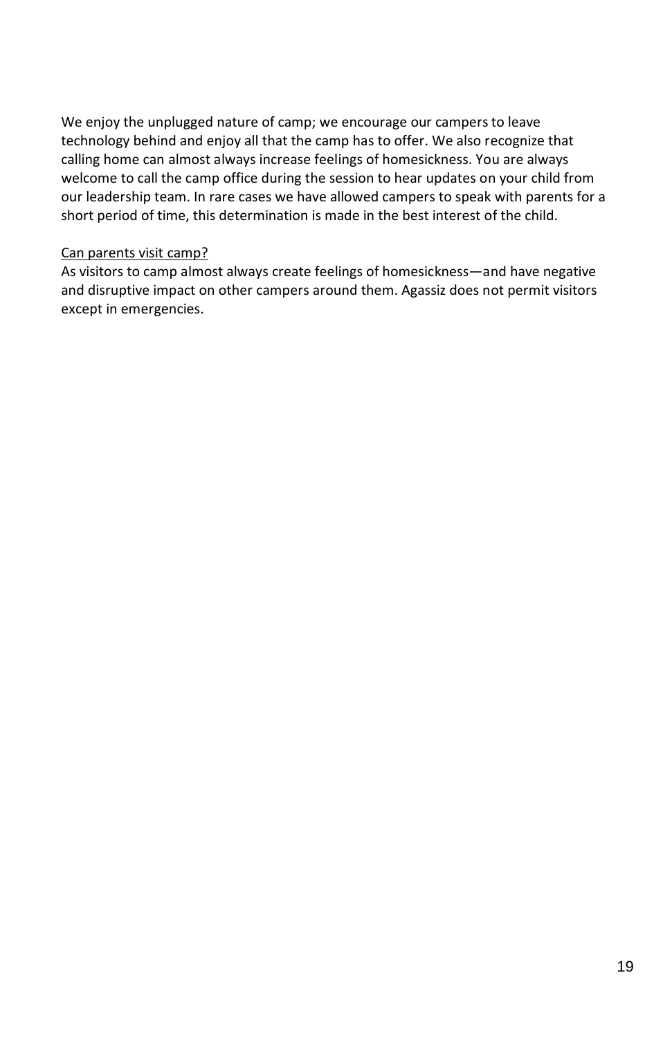We enjoy the unplugged nature of camp; we encourage our campers to leave technology behind and enjoy all that the camp has to offer. We also recognize that calling home can almost always increase feelings of homesickness. You are always welcome to call the camp office during the session to hear updates on your child from our leadership team. In rare cases we have allowed campers to speak with parents for a short period of time, this determination is made in the best interest of the child.

<u>Can parents visit camp?</u>

As visitors to camp almost always create feelings of homesickness—and have negative and disruptive impact on other campers around them. Agassiz does not permit visitors except in emergencies.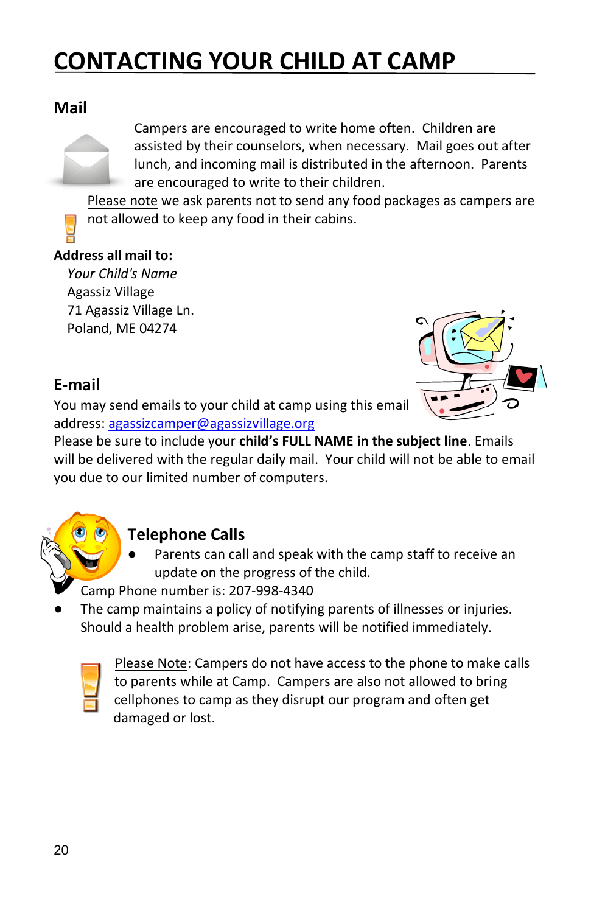# CONTACTING YOUR CHILD AT CAMP

## Mail

Campers are encouraged to write home often. Children are assisted by their counselors, when necessary. Mail goes out after lunch, and incoming mail is distributed in the afternoon. Parents are encouraged to write to their children.

Please note we ask parents not to send any food packages as campers are not allowed to keep any food in their cabins.

**Address all mail to:**

*Your Child's Name*
Agassiz Village
71 Agassiz Village Ln.
Poland, ME 04274

## E-mail

You may send emails to your child at camp using this email address: agassizcamper@agassizvillage.org

Please be sure to include your **child's FULL NAME in the subject line**. Emails will be delivered with the regular daily mail. Your child will not be able to email you due to our limited number of computers.

## Telephone Calls

- Parents can call and speak with the camp staff to receive an update on the progress of the child.

  Camp Phone number is: 207-998-4340
- The camp maintains a policy of notifying parents of illnesses or injuries. Should a health problem arise, parents will be notified immediately.

Please Note: Campers do not have access to the phone to make calls to parents while at Camp. Campers are also not allowed to bring cellphones to camp as they disrupt our program and often get damaged or lost.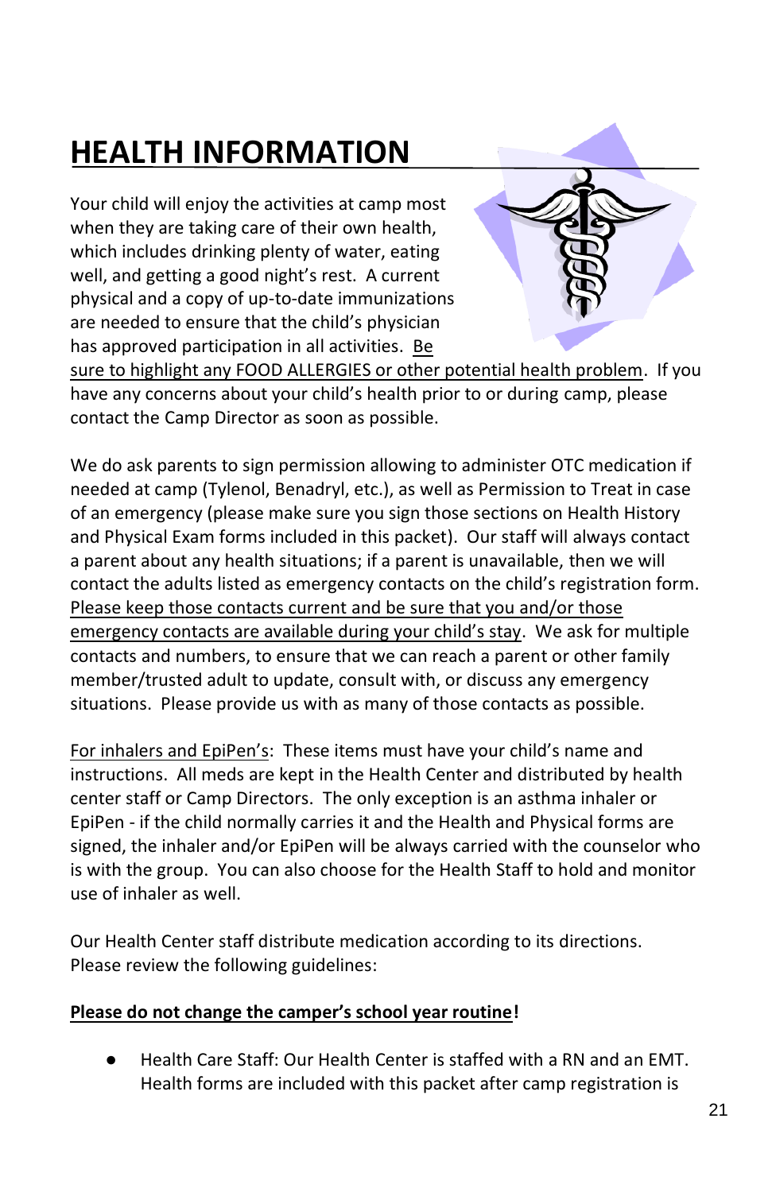# HEALTH INFORMATION

Your child will enjoy the activities at camp most when they are taking care of their own health, which includes drinking plenty of water, eating well, and getting a good night's rest. A current physical and a copy of up-to-date immunizations are needed to ensure that the child's physician has approved participation in all activities. Be sure to highlight any FOOD ALLERGIES or other potential health problem. If you have any concerns about your child's health prior to or during camp, please contact the Camp Director as soon as possible.

We do ask parents to sign permission allowing to administer OTC medication if needed at camp (Tylenol, Benadryl, etc.), as well as Permission to Treat in case of an emergency (please make sure you sign those sections on Health History and Physical Exam forms included in this packet). Our staff will always contact a parent about any health situations; if a parent is unavailable, then we will contact the adults listed as emergency contacts on the child's registration form. Please keep those contacts current and be sure that you and/or those emergency contacts are available during your child's stay. We ask for multiple contacts and numbers, to ensure that we can reach a parent or other family member/trusted adult to update, consult with, or discuss any emergency situations. Please provide us with as many of those contacts as possible.

For inhalers and EpiPen's: These items must have your child's name and instructions. All meds are kept in the Health Center and distributed by health center staff or Camp Directors. The only exception is an asthma inhaler or EpiPen - if the child normally carries it and the Health and Physical forms are signed, the inhaler and/or EpiPen will be always carried with the counselor who is with the group. You can also choose for the Health Staff to hold and monitor use of inhaler as well.

Our Health Center staff distribute medication according to its directions. Please review the following guidelines:

**Please do not change the camper's school year routine!**

- Health Care Staff: Our Health Center is staffed with a RN and an EMT. Health forms are included with this packet after camp registration is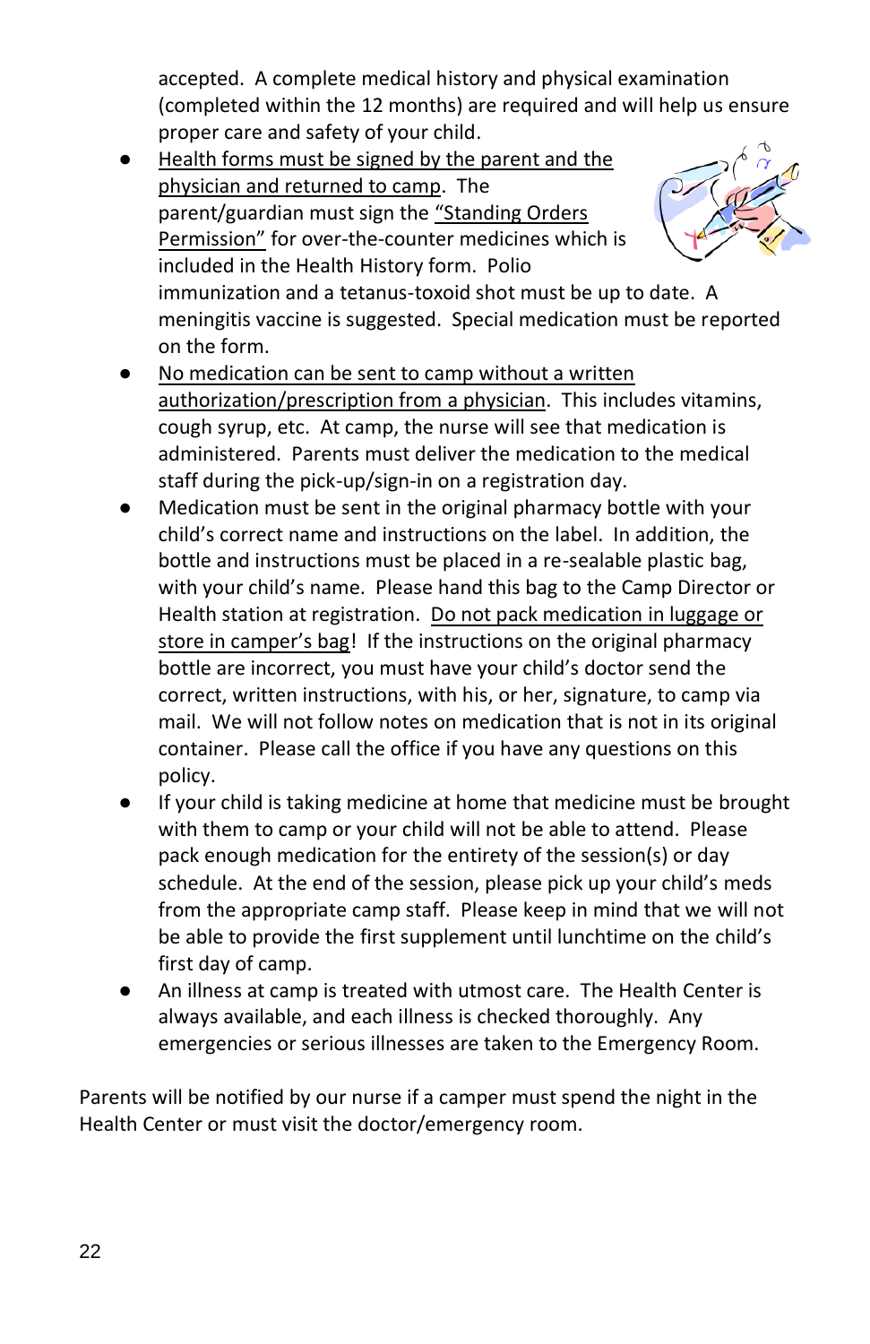accepted. A complete medical history and physical examination (completed within the 12 months) are required and will help us ensure proper care and safety of your child.

- Health forms must be signed by the parent and the physician and returned to camp. The parent/guardian must sign the "Standing Orders Permission" for over-the-counter medicines which is included in the Health History form. Polio immunization and a tetanus-toxoid shot must be up to date. A meningitis vaccine is suggested. Special medication must be reported on the form.
- No medication can be sent to camp without a written authorization/prescription from a physician. This includes vitamins, cough syrup, etc. At camp, the nurse will see that medication is administered. Parents must deliver the medication to the medical staff during the pick-up/sign-in on a registration day.
- Medication must be sent in the original pharmacy bottle with your child's correct name and instructions on the label. In addition, the bottle and instructions must be placed in a re-sealable plastic bag, with your child's name. Please hand this bag to the Camp Director or Health station at registration. Do not pack medication in luggage or store in camper's bag! If the instructions on the original pharmacy bottle are incorrect, you must have your child's doctor send the correct, written instructions, with his, or her, signature, to camp via mail. We will not follow notes on medication that is not in its original container. Please call the office if you have any questions on this policy.
- If your child is taking medicine at home that medicine must be brought with them to camp or your child will not be able to attend. Please pack enough medication for the entirety of the session(s) or day schedule. At the end of the session, please pick up your child's meds from the appropriate camp staff. Please keep in mind that we will not be able to provide the first supplement until lunchtime on the child's first day of camp.
- An illness at camp is treated with utmost care. The Health Center is always available, and each illness is checked thoroughly. Any emergencies or serious illnesses are taken to the Emergency Room.

Parents will be notified by our nurse if a camper must spend the night in the Health Center or must visit the doctor/emergency room.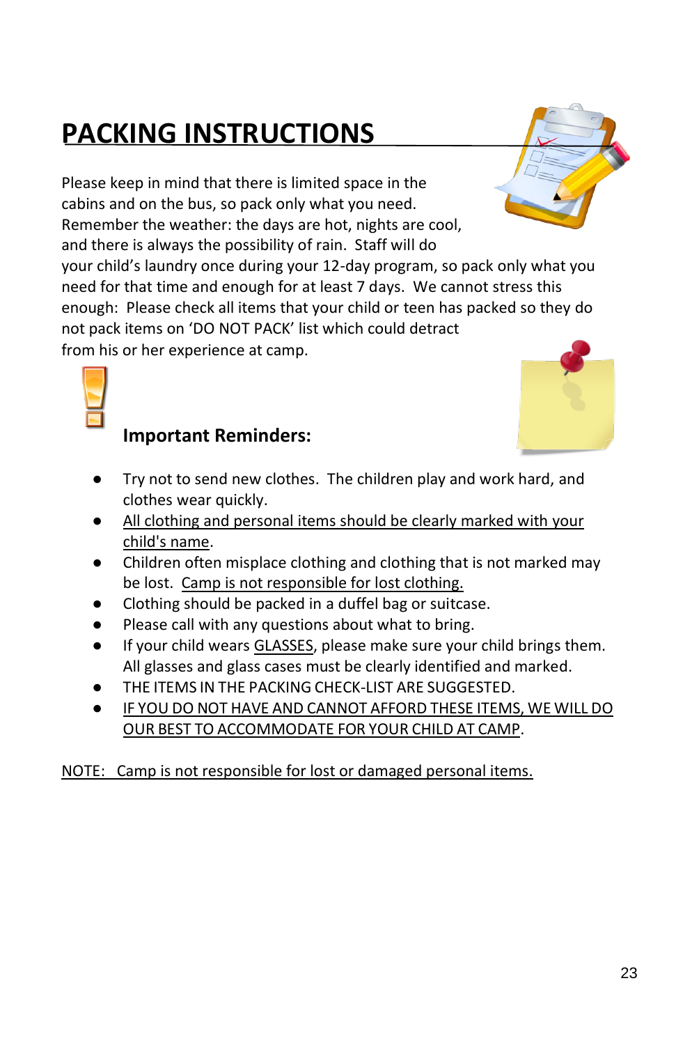# PACKING INSTRUCTIONS

Please keep in mind that there is limited space in the cabins and on the bus, so pack only what you need. Remember the weather: the days are hot, nights are cool, and there is always the possibility of rain. Staff will do your child's laundry once during your 12-day program, so pack only what you need for that time and enough for at least 7 days. We cannot stress this enough: Please check all items that your child or teen has packed so they do not pack items on 'DO NOT PACK' list which could detract from his or her experience at camp.

### Important Reminders:

- Try not to send new clothes. The children play and work hard, and clothes wear quickly.
- All clothing and personal items should be clearly marked with your child's name.
- Children often misplace clothing and clothing that is not marked may be lost. Camp is not responsible for lost clothing.
- Clothing should be packed in a duffel bag or suitcase.
- Please call with any questions about what to bring.
- If your child wears GLASSES, please make sure your child brings them. All glasses and glass cases must be clearly identified and marked.
- THE ITEMS IN THE PACKING CHECK-LIST ARE SUGGESTED.
- IF YOU DO NOT HAVE AND CANNOT AFFORD THESE ITEMS, WE WILL DO OUR BEST TO ACCOMMODATE FOR YOUR CHILD AT CAMP.

NOTE: Camp is not responsible for lost or damaged personal items.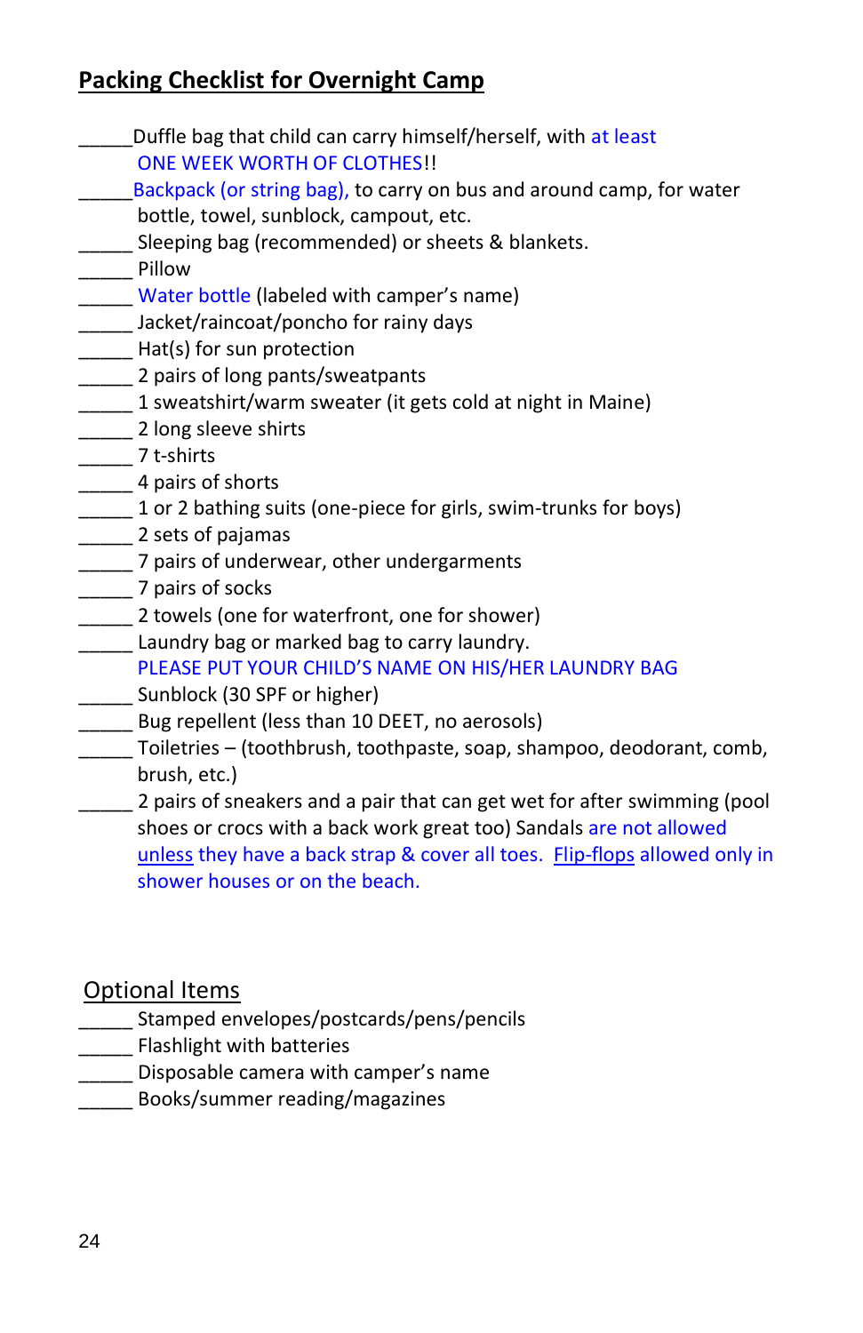## Packing Checklist for Overnight Camp

_____Duffle bag that child can carry himself/herself, with at least ONE WEEK WORTH OF CLOTHES!!
_____Backpack (or string bag), to carry on bus and around camp, for water bottle, towel, sunblock, campout, etc.
_____ Sleeping bag (recommended) or sheets & blankets.
_____ Pillow
_____ Water bottle (labeled with camper's name)
_____ Jacket/raincoat/poncho for rainy days
_____ Hat(s) for sun protection
_____ 2 pairs of long pants/sweatpants
_____ 1 sweatshirt/warm sweater (it gets cold at night in Maine)
_____ 2 long sleeve shirts
_____ 7 t-shirts
_____ 4 pairs of shorts
_____ 1 or 2 bathing suits (one-piece for girls, swim-trunks for boys)
_____ 2 sets of pajamas
_____ 7 pairs of underwear, other undergarments
_____ 7 pairs of socks
_____ 2 towels (one for waterfront, one for shower)
_____ Laundry bag or marked bag to carry laundry. PLEASE PUT YOUR CHILD'S NAME ON HIS/HER LAUNDRY BAG
_____ Sunblock (30 SPF or higher)
_____ Bug repellent (less than 10 DEET, no aerosols)
_____ Toiletries – (toothbrush, toothpaste, soap, shampoo, deodorant, comb, brush, etc.)
_____ 2 pairs of sneakers and a pair that can get wet for after swimming (pool shoes or crocs with a back work great too) Sandals are not allowed <u>unless</u> they have a back strap & cover all toes. <u>Flip-flops</u> allowed only in shower houses or on the beach.

### Optional Items

_____ Stamped envelopes/postcards/pens/pencils
_____ Flashlight with batteries
_____ Disposable camera with camper's name
_____ Books/summer reading/magazines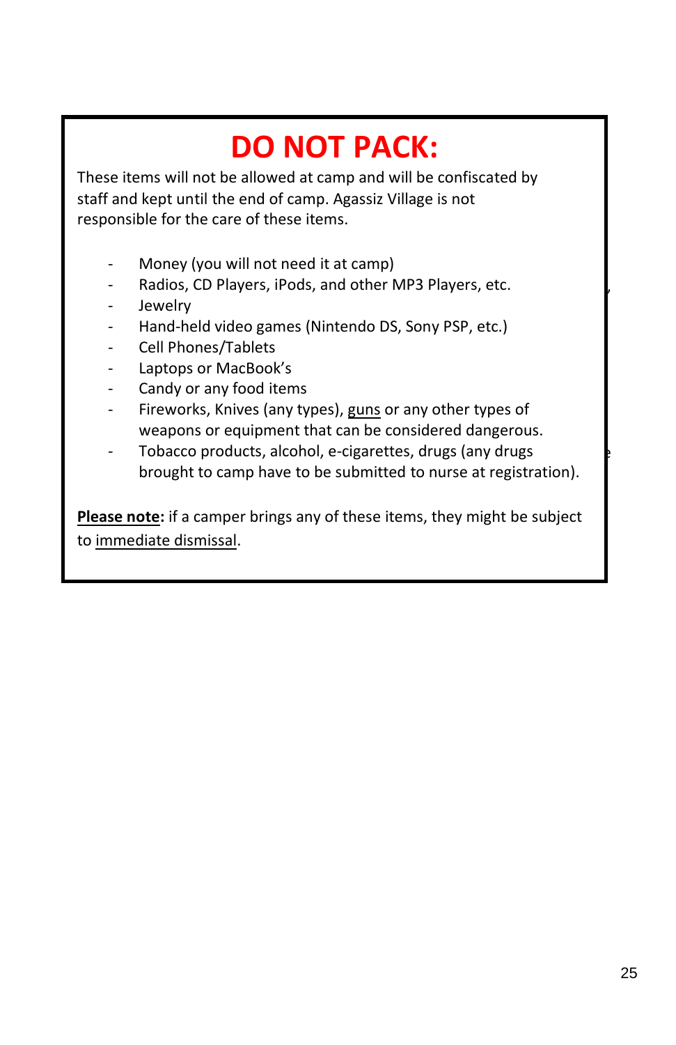# DO NOT PACK:

These items will not be allowed at camp and will be confiscated by staff and kept until the end of camp. Agassiz Village is not responsible for the care of these items.

- Money (you will not need it at camp)
- Radios, CD Players, iPods, and other MP3 Players, etc.
- Jewelry
- Hand-held video games (Nintendo DS, Sony PSP, etc.)
- Cell Phones/Tablets
- Laptops or MacBook's
- Candy or any food items
- Fireworks, Knives (any types), <u>guns</u> or any other types of weapons or equipment that can be considered dangerous.
- Tobacco products, alcohol, e-cigarettes, drugs (any drugs brought to camp have to be submitted to nurse at registration).

<u>**Please note**</u>**:** if a camper brings any of these items, they might be subject to <u>immediate dismissal</u>.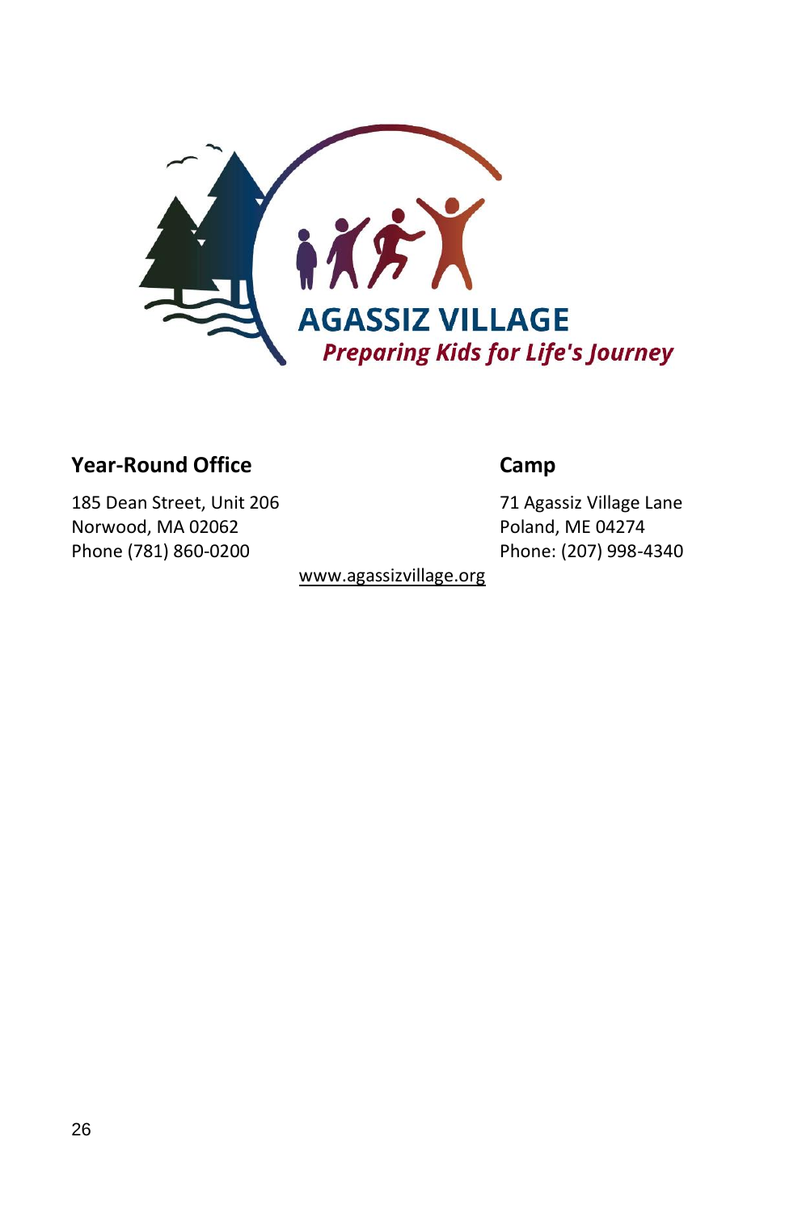AGASSIZ VILLAGE

*Preparing Kids for Life's Journey*

**Year-Round Office**

185 Dean Street, Unit 206
Norwood, MA 02062
Phone (781) 860-0200

**Camp**

71 Agassiz Village Lane
Poland, ME 04274
Phone: (207) 998-4340

www.agassizvillage.org